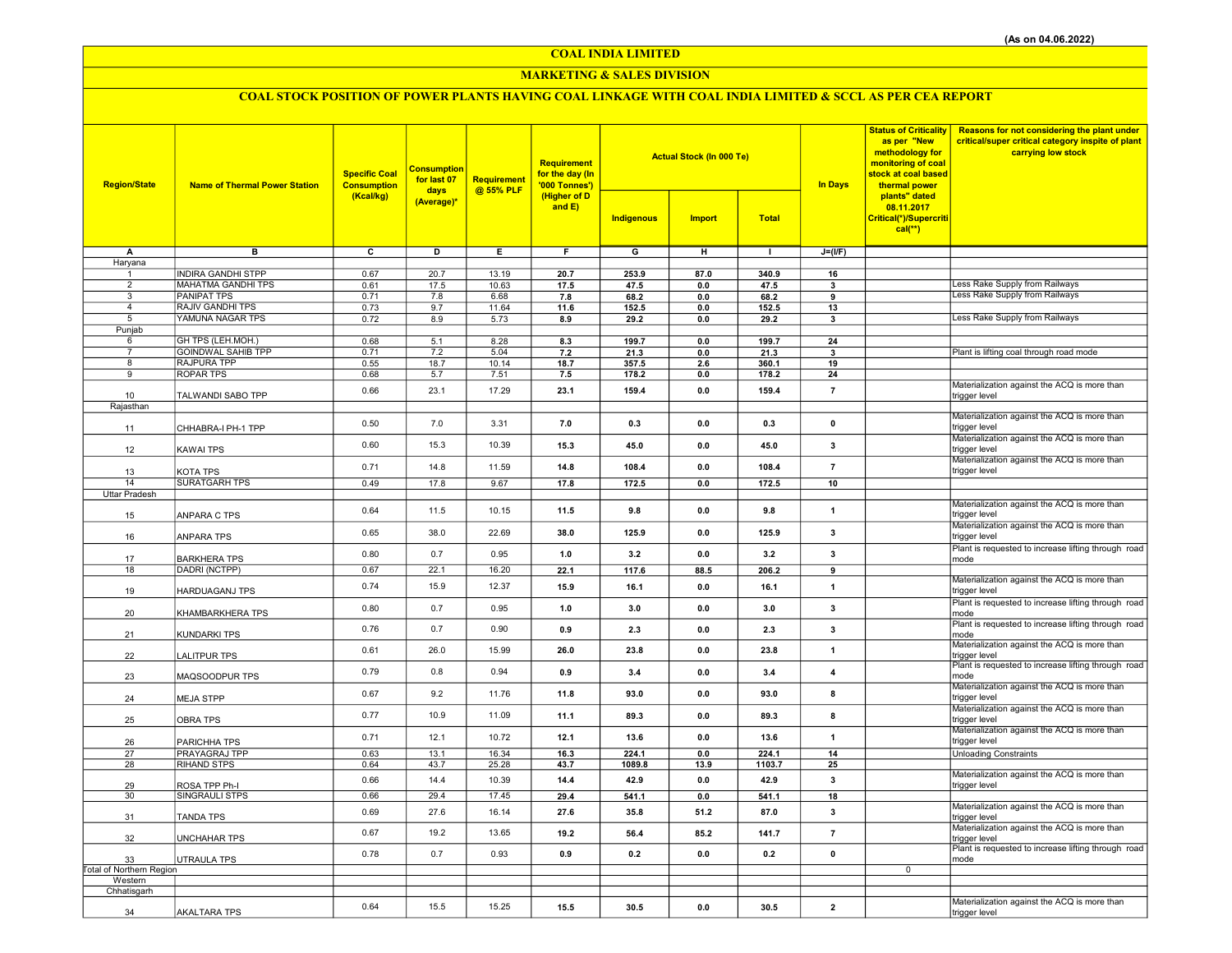(As on 04.06.2022)

# COAL INDIA LIMITED

## MARKETING & SALES DIVISION

### COAL STOCK POSITION OF POWER PLANTS HAVING COAL LINKAGE WITH COAL INDIA LIMITED & SCCL AS PER CEA REPORT

| Region/State | Name of Thermal Power Station | Specific Coal Consumption (Kcal/kg) | Consumption for last 07 days (Average)* | Requirement @ 55% PLF | Requirement for the day (In '000 Tonnes') (Higher of D and E) | Actual Stock (In 000 Te) | | | In Days | Status of Criticality as per "New methodology for monitoring of coal stock at coal based thermal power plants" dated 08.11.2017 Critical(*)/Supercritical(**) | Reasons for not considering the plant under critical/super critical category inspite of plant carrying low stock |
|---|---|---|---|---|---|---|---|---|---|---|---|
| | | | | | | Indigenous | Import | Total | | | |
| A | B | C | D | E | F | G | H | I | J=(I/F) | | |
| Haryana | | | | | | | | | | | |
| 1 | INDIRA GANDHI STPP | 0.67 | 20.7 | 13.19 | 20.7 | 253.9 | 87.0 | 340.9 | 16 | | |
| 2 | MAHATMA GANDHI TPS | 0.61 | 17.5 | 10.63 | 17.5 | 47.5 | 0.0 | 47.5 | 3 | | Less Rake Supply from Railways |
| 3 | PANIPAT TPS | 0.71 | 7.8 | 6.68 | 7.8 | 68.2 | 0.0 | 68.2 | 9 | | Less Rake Supply from Railways |
| 4 | RAJIV GANDHI TPS | 0.73 | 9.7 | 11.64 | 11.6 | 152.5 | 0.0 | 152.5 | 13 | | |
| 5 | YAMUNA NAGAR TPS | 0.72 | 8.9 | 5.73 | 8.9 | 29.2 | 0.0 | 29.2 | 3 | | Less Rake Supply from Railways |
| Punjab | | | | | | | | | | | |
| 6 | GH TPS (LEH.MOH.) | 0.68 | 5.1 | 8.28 | 8.3 | 199.7 | 0.0 | 199.7 | 24 | | |
| 7 | GOINDWAL SAHIB TPP | 0.71 | 7.2 | 5.04 | 7.2 | 21.3 | 0.0 | 21.3 | 3 | | Plant is lifting coal through road mode |
| 8 | RAJPURA TPP | 0.55 | 18.7 | 10.14 | 18.7 | 357.5 | 2.6 | 360.1 | 19 | | |
| 9 | ROPAR TPS | 0.68 | 5.7 | 7.51 | 7.5 | 178.2 | 0.0 | 178.2 | 24 | | |
| 10 | TALWANDI SABO TPP | 0.66 | 23.1 | 17.29 | 23.1 | 159.4 | 0.0 | 159.4 | 7 | | Materialization against the ACQ is more than trigger level |
| Rajasthan | | | | | | | | | | | |
| 11 | CHHABRA-I PH-1 TPP | 0.50 | 7.0 | 3.31 | 7.0 | 0.3 | 0.0 | 0.3 | 0 | | Materialization against the ACQ is more than trigger level |
| 12 | KAWAI TPS | 0.60 | 15.3 | 10.39 | 15.3 | 45.0 | 0.0 | 45.0 | 3 | | Materialization against the ACQ is more than trigger level |
| 13 | KOTA TPS | 0.71 | 14.8 | 11.59 | 14.8 | 108.4 | 0.0 | 108.4 | 7 | | Materialization against the ACQ is more than trigger level |
| 14 | SURATGARH TPS | 0.49 | 17.8 | 9.67 | 17.8 | 172.5 | 0.0 | 172.5 | 10 | | |
| Uttar Pradesh | | | | | | | | | | | |
| 15 | ANPARA C TPS | 0.64 | 11.5 | 10.15 | 11.5 | 9.8 | 0.0 | 9.8 | 1 | | Materialization against the ACQ is more than trigger level |
| 16 | ANPARA TPS | 0.65 | 38.0 | 22.69 | 38.0 | 125.9 | 0.0 | 125.9 | 3 | | Materialization against the ACQ is more than trigger level |
| 17 | BARKHERA TPS | 0.80 | 0.7 | 0.95 | 1.0 | 3.2 | 0.0 | 3.2 | 3 | | Plant is requested to increase lifting through road mode |
| 18 | DADRI (NCTPP) | 0.67 | 22.1 | 16.20 | 22.1 | 117.6 | 88.5 | 206.2 | 9 | | |
| 19 | HARDUAGANJ TPS | 0.74 | 15.9 | 12.37 | 15.9 | 16.1 | 0.0 | 16.1 | 1 | | Materialization against the ACQ is more than trigger level |
| 20 | KHAMBARKHERA TPS | 0.80 | 0.7 | 0.95 | 1.0 | 3.0 | 0.0 | 3.0 | 3 | | Plant is requested to increase lifting through road mode |
| 21 | KUNDARKI TPS | 0.76 | 0.7 | 0.90 | 0.9 | 2.3 | 0.0 | 2.3 | 3 | | Plant is requested to increase lifting through road mode |
| 22 | LALITPUR TPS | 0.61 | 26.0 | 15.99 | 26.0 | 23.8 | 0.0 | 23.8 | 1 | | Materialization against the ACQ is more than trigger level |
| 23 | MAQSOODPUR TPS | 0.79 | 0.8 | 0.94 | 0.9 | 3.4 | 0.0 | 3.4 | 4 | | Plant is requested to increase lifting through road mode |
| 24 | MEJA STPP | 0.67 | 9.2 | 11.76 | 11.8 | 93.0 | 0.0 | 93.0 | 8 | | Materialization against the ACQ is more than trigger level |
| 25 | OBRA TPS | 0.77 | 10.9 | 11.09 | 11.1 | 89.3 | 0.0 | 89.3 | 8 | | Materialization against the ACQ is more than trigger level |
| 26 | PARICHHA TPS | 0.71 | 12.1 | 10.72 | 12.1 | 13.6 | 0.0 | 13.6 | 1 | | Materialization against the ACQ is more than trigger level |
| 27 | PRAYAGRAJ TPP | 0.63 | 13.1 | 16.34 | 16.3 | 224.1 | 0.0 | 224.1 | 14 | | Unloading Constraints |
| 28 | RIHAND STPS | 0.64 | 43.7 | 25.28 | 43.7 | 1089.8 | 13.9 | 1103.7 | 25 | | |
| 29 | ROSA TPP Ph-I | 0.66 | 14.4 | 10.39 | 14.4 | 42.9 | 0.0 | 42.9 | 3 | | Materialization against the ACQ is more than trigger level |
| 30 | SINGRAULI STPS | 0.66 | 29.4 | 17.45 | 29.4 | 541.1 | 0.0 | 541.1 | 18 | | |
| 31 | TANDA TPS | 0.69 | 27.6 | 16.14 | 27.6 | 35.8 | 51.2 | 87.0 | 3 | | Materialization against the ACQ is more than trigger level |
| 32 | UNCHAHAR TPS | 0.67 | 19.2 | 13.65 | 19.2 | 56.4 | 85.2 | 141.7 | 7 | | Materialization against the ACQ is more than trigger level |
| 33 | UTRAULA TPS | 0.78 | 0.7 | 0.93 | 0.9 | 0.2 | 0.0 | 0.2 | 0 | | Plant is requested to increase lifting through road mode |
| Total of Northern Region | | | | | | | | | | 0 | |
| Western | | | | | | | | | | | |
| Chhatisgarh | | | | | | | | | | | |
| 34 | AKALTARA TPS | 0.64 | 15.5 | 15.25 | 15.5 | 30.5 | 0.0 | 30.5 | 2 | | Materialization against the ACQ is more than trigger level |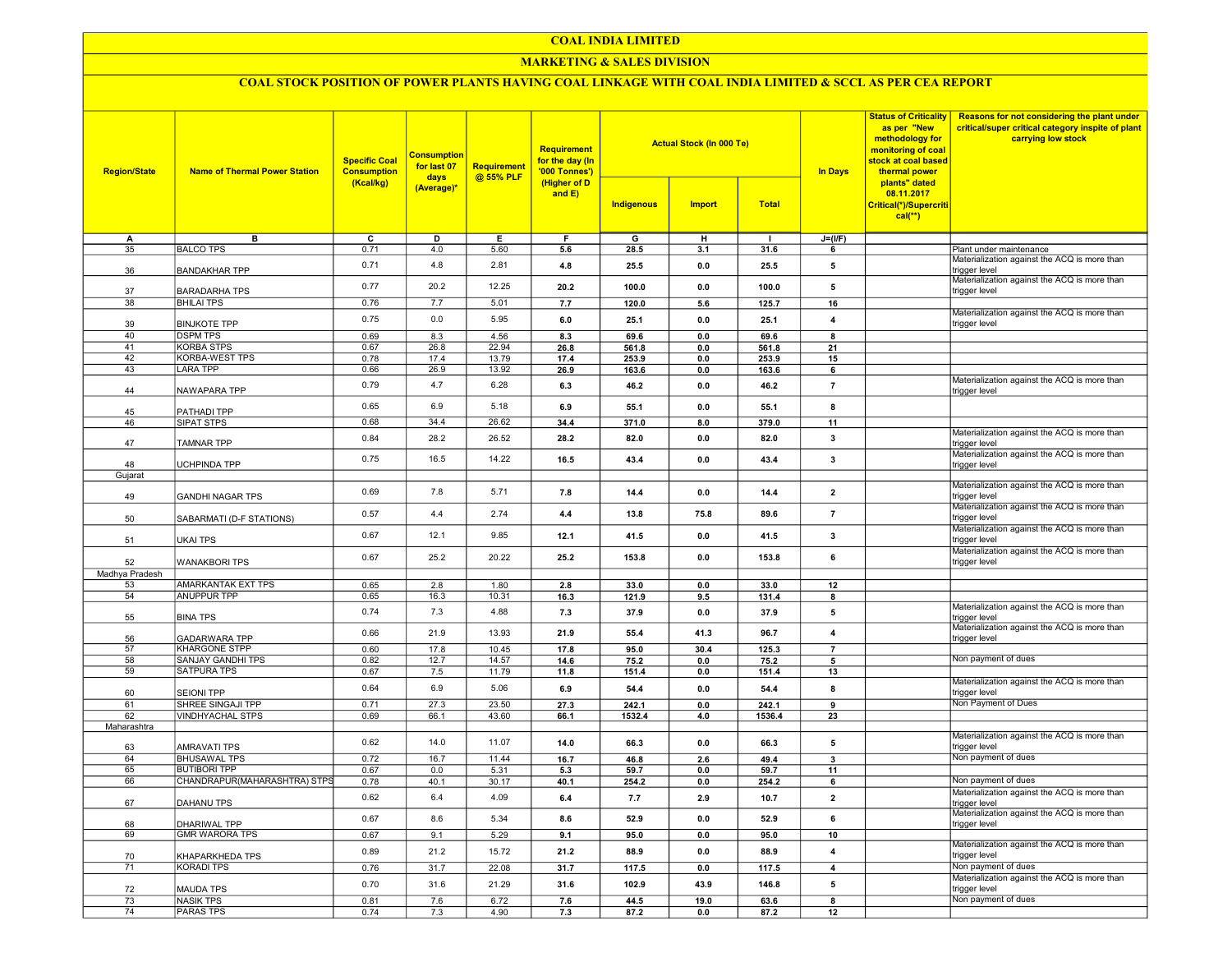# COAL INDIA LIMITED

## MARKETING & SALES DIVISION

### COAL STOCK POSITION OF POWER PLANTS HAVING COAL LINKAGE WITH COAL INDIA LIMITED & SCCL AS PER CEA REPORT

| Region/State | Name of Thermal Power Station | Specific Coal Consumption (Kcal/kg) | Consumption for last 07 days (Average)* | Requirement @ 55% PLF | Requirement for the day (In '000 Tonnes') (Higher of D and E) | Actual Stock (In 000 Te) | | | In Days | Status of Criticality as per "New methodology for monitoring of coal stock at coal based thermal power plants" dated 08.11.2017 Critical(*)/Supercritical(**) | Reasons for not considering the plant under critical/super critical category inspite of plant carrying low stock |
|---|---|---|---|---|---|---|---|---|---|---|---|
| | | | | | | Indigenous | Import | Total | | | |
| A | B | C | D | E | F | G | H | I | J=(I/F) | | |
| 35 | BALCO TPS | 0.71 | 4.0 | 5.60 | 5.6 | 28.5 | 3.1 | 31.6 | 6 | | Plant under maintenance |
| 36 | BANDAKHAR TPP | 0.71 | 4.8 | 2.81 | 4.8 | 25.5 | 0.0 | 25.5 | 5 | | Materialization against the ACQ is more than trigger level |
| 37 | BARADARHA TPS | 0.77 | 20.2 | 12.25 | 20.2 | 100.0 | 0.0 | 100.0 | 5 | | Materialization against the ACQ is more than trigger level |
| 38 | BHILAI TPS | 0.76 | 7.7 | 5.01 | 7.7 | 120.0 | 5.6 | 125.7 | 16 | | |
| 39 | BINJKOTE TPP | 0.75 | 0.0 | 5.95 | 6.0 | 25.1 | 0.0 | 25.1 | 4 | | Materialization against the ACQ is more than trigger level |
| 40 | DSPM TPS | 0.69 | 8.3 | 4.56 | 8.3 | 69.6 | 0.0 | 69.6 | 8 | | |
| 41 | KORBA STPS | 0.67 | 26.8 | 22.94 | 26.8 | 561.8 | 0.0 | 561.8 | 21 | | |
| 42 | KORBA-WEST TPS | 0.78 | 17.4 | 13.79 | 17.4 | 253.9 | 0.0 | 253.9 | 15 | | |
| 43 | LARA TPP | 0.66 | 26.9 | 13.92 | 26.9 | 163.6 | 0.0 | 163.6 | 6 | | |
| 44 | NAWAPARA TPP | 0.79 | 4.7 | 6.28 | 6.3 | 46.2 | 0.0 | 46.2 | 7 | | Materialization against the ACQ is more than trigger level |
| 45 | PATHADI TPP | 0.65 | 6.9 | 5.18 | 6.9 | 55.1 | 0.0 | 55.1 | 8 | | |
| 46 | SIPAT STPS | 0.68 | 34.4 | 26.62 | 34.4 | 371.0 | 8.0 | 379.0 | 11 | | |
| 47 | TAMNAR TPP | 0.84 | 28.2 | 26.52 | 28.2 | 82.0 | 0.0 | 82.0 | 3 | | Materialization against the ACQ is more than trigger level |
| 48 | UCHPINDA TPP | 0.75 | 16.5 | 14.22 | 16.5 | 43.4 | 0.0 | 43.4 | 3 | | Materialization against the ACQ is more than trigger level |
| Gujarat | | | | | | | | | | | |
| 49 | GANDHI NAGAR TPS | 0.69 | 7.8 | 5.71 | 7.8 | 14.4 | 0.0 | 14.4 | 2 | | Materialization against the ACQ is more than trigger level |
| 50 | SABARMATI (D-F STATIONS) | 0.57 | 4.4 | 2.74 | 4.4 | 13.8 | 75.8 | 89.6 | 7 | | Materialization against the ACQ is more than trigger level |
| 51 | UKAI TPS | 0.67 | 12.1 | 9.85 | 12.1 | 41.5 | 0.0 | 41.5 | 3 | | Materialization against the ACQ is more than trigger level |
| 52 | WANAKBORI TPS | 0.67 | 25.2 | 20.22 | 25.2 | 153.8 | 0.0 | 153.8 | 6 | | Materialization against the ACQ is more than trigger level |
| Madhya Pradesh | | | | | | | | | | | |
| 53 | AMARKANTAK EXT TPS | 0.65 | 2.8 | 1.80 | 2.8 | 33.0 | 0.0 | 33.0 | 12 | | |
| 54 | ANUPPUR TPP | 0.65 | 16.3 | 10.31 | 16.3 | 121.9 | 9.5 | 131.4 | 8 | | |
| 55 | BINA TPS | 0.74 | 7.3 | 4.88 | 7.3 | 37.9 | 0.0 | 37.9 | 5 | | Materialization against the ACQ is more than trigger level |
| 56 | GADARWARA TPP | 0.66 | 21.9 | 13.93 | 21.9 | 55.4 | 41.3 | 96.7 | 4 | | Materialization against the ACQ is more than trigger level |
| 57 | KHARGONE STPP | 0.60 | 17.8 | 10.45 | 17.8 | 95.0 | 30.4 | 125.3 | 7 | | |
| 58 | SANJAY GANDHI TPS | 0.82 | 12.7 | 14.57 | 14.6 | 75.2 | 0.0 | 75.2 | 5 | | Non payment of dues |
| 59 | SATPURA TPS | 0.67 | 7.5 | 11.79 | 11.8 | 151.4 | 0.0 | 151.4 | 13 | | |
| 60 | SEIONI TPP | 0.64 | 6.9 | 5.06 | 6.9 | 54.4 | 0.0 | 54.4 | 8 | | Materialization against the ACQ is more than trigger level |
| 61 | SHREE SINGAJI TPP | 0.71 | 27.3 | 23.50 | 27.3 | 242.1 | 0.0 | 242.1 | 9 | | Non Payment of Dues |
| 62 | VINDHYACHAL STPS | 0.69 | 66.1 | 43.60 | 66.1 | 1532.4 | 4.0 | 1536.4 | 23 | | |
| Maharashtra | | | | | | | | | | | |
| 63 | AMRAVATI TPS | 0.62 | 14.0 | 11.07 | 14.0 | 66.3 | 0.0 | 66.3 | 5 | | Materialization against the ACQ is more than trigger level |
| 64 | BHUSAWAL TPS | 0.72 | 16.7 | 11.44 | 16.7 | 46.8 | 2.6 | 49.4 | 3 | | Non payment of dues |
| 65 | BUTIBORI TPP | 0.67 | 0.0 | 5.31 | 5.3 | 59.7 | 0.0 | 59.7 | 11 | | |
| 66 | CHANDRAPUR(MAHARASHTRA) STPS | 0.78 | 40.1 | 30.17 | 40.1 | 254.2 | 0.0 | 254.2 | 6 | | Non payment of dues |
| 67 | DAHANU TPS | 0.62 | 6.4 | 4.09 | 6.4 | 7.7 | 2.9 | 10.7 | 2 | | Materialization against the ACQ is more than trigger level |
| 68 | DHARIWAL TPP | 0.67 | 8.6 | 5.34 | 8.6 | 52.9 | 0.0 | 52.9 | 6 | | Materialization against the ACQ is more than trigger level |
| 69 | GMR WARORA TPS | 0.67 | 9.1 | 5.29 | 9.1 | 95.0 | 0.0 | 95.0 | 10 | | |
| 70 | KHAPARKHEDA TPS | 0.89 | 21.2 | 15.72 | 21.2 | 88.9 | 0.0 | 88.9 | 4 | | Materialization against the ACQ is more than trigger level |
| 71 | KORADI TPS | 0.76 | 31.7 | 22.08 | 31.7 | 117.5 | 0.0 | 117.5 | 4 | | Non payment of dues |
| 72 | MAUDA TPS | 0.70 | 31.6 | 21.29 | 31.6 | 102.9 | 43.9 | 146.8 | 5 | | Materialization against the ACQ is more than trigger level |
| 73 | NASIK TPS | 0.81 | 7.6 | 6.72 | 7.6 | 44.5 | 19.0 | 63.6 | 8 | | Non payment of dues |
| 74 | PARAS TPS | 0.74 | 7.3 | 4.90 | 7.3 | 87.2 | 0.0 | 87.2 | 12 | | |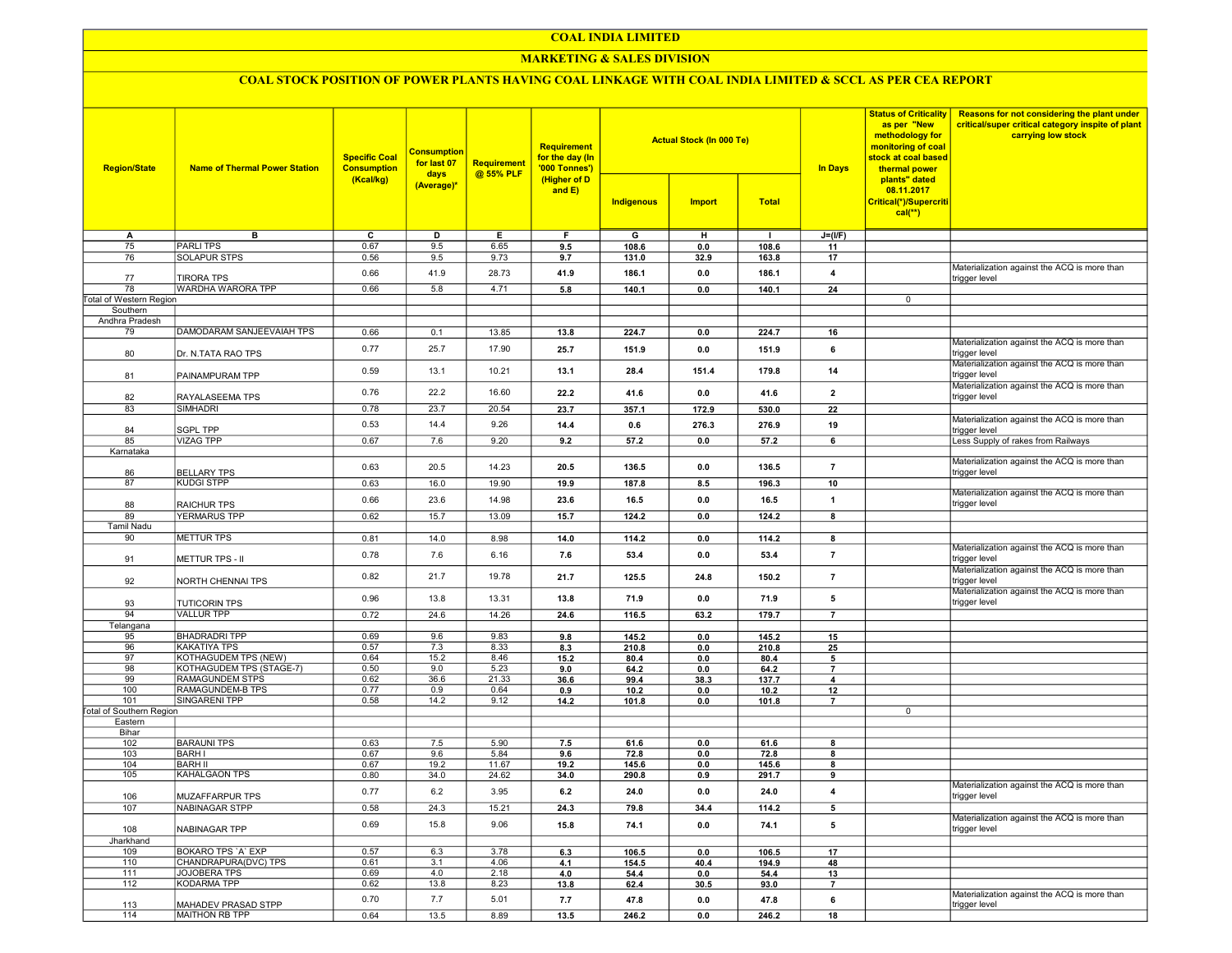# COAL INDIA LIMITED

## MARKETING & SALES DIVISION

### COAL STOCK POSITION OF POWER PLANTS HAVING COAL LINKAGE WITH COAL INDIA LIMITED & SCCL AS PER CEA REPORT

| Region/State | Name of Thermal Power Station | Specific Coal Consumption (Kcal/kg) | Consumption for last 07 days (Average)* | Requirement @ 55% PLF | Requirement for the day (In '000 Tonnes') (Higher of D and E) | Actual Stock (In 000 Te) | | | In Days | Status of Criticality as per "New methodology for monitoring of coal stock at coal based thermal power plants" dated 08.11.2017 Critical(*)/Supercritical(**) | Reasons for not considering the plant under critical/super critical category inspite of plant carrying low stock |
|---|---|---|---|---|---|---|---|---|---|---|---|
| | | | | | | Indigenous | Import | Total | | | |
| A | B | C | D | E | F | G | H | I | J=(I/F) | | |
| 75 | PARLI TPS | 0.67 | 9.5 | 6.65 | 9.5 | 108.6 | 0.0 | 108.6 | 11 | | |
| 76 | SOLAPUR STPS | 0.56 | 9.5 | 9.73 | 9.7 | 131.0 | 32.9 | 163.8 | 17 | | |
| 77 | TIRORA TPS | 0.66 | 41.9 | 28.73 | 41.9 | 186.1 | 0.0 | 186.1 | 4 | | Materialization against the ACQ is more than trigger level |
| 78 | WARDHA WARORA TPP | 0.66 | 5.8 | 4.71 | 5.8 | 140.1 | 0.0 | 140.1 | 24 | | |
| Total of Western Region | | | | | | | | | | 0 | |
| Southern | | | | | | | | | | | |
| Andhra Pradesh | | | | | | | | | | | |
| 79 | DAMODARAM SANJEEVAIAH TPS | 0.66 | 0.1 | 13.85 | 13.8 | 224.7 | 0.0 | 224.7 | 16 | | |
| 80 | Dr. N.TATA RAO TPS | 0.77 | 25.7 | 17.90 | 25.7 | 151.9 | 0.0 | 151.9 | 6 | | Materialization against the ACQ is more than trigger level |
| 81 | PAINAMPURAM TPP | 0.59 | 13.1 | 10.21 | 13.1 | 28.4 | 151.4 | 179.8 | 14 | | Materialization against the ACQ is more than trigger level |
| 82 | RAYALASEEMA TPS | 0.76 | 22.2 | 16.60 | 22.2 | 41.6 | 0.0 | 41.6 | 2 | | Materialization against the ACQ is more than trigger level |
| 83 | SIMHADRI | 0.78 | 23.7 | 20.54 | 23.7 | 357.1 | 172.9 | 530.0 | 22 | | |
| 84 | SGPL TPP | 0.53 | 14.4 | 9.26 | 14.4 | 0.6 | 276.3 | 276.9 | 19 | | Materialization against the ACQ is more than trigger level |
| 85 | VIZAG TPP | 0.67 | 7.6 | 9.20 | 9.2 | 57.2 | 0.0 | 57.2 | 6 | | Less Supply of rakes from Railways |
| Karnataka | | | | | | | | | | | |
| 86 | BELLARY TPS | 0.63 | 20.5 | 14.23 | 20.5 | 136.5 | 0.0 | 136.5 | 7 | | Materialization against the ACQ is more than trigger level |
| 87 | KUDGI STPP | 0.63 | 16.0 | 19.90 | 19.9 | 187.8 | 8.5 | 196.3 | 10 | | |
| 88 | RAICHUR TPS | 0.66 | 23.6 | 14.98 | 23.6 | 16.5 | 0.0 | 16.5 | 1 | | Materialization against the ACQ is more than trigger level |
| 89 | YERMARUS TPP | 0.62 | 15.7 | 13.09 | 15.7 | 124.2 | 0.0 | 124.2 | 8 | | |
| Tamil Nadu | | | | | | | | | | | |
| 90 | METTUR TPS | 0.81 | 14.0 | 8.98 | 14.0 | 114.2 | 0.0 | 114.2 | 8 | | |
| 91 | METTUR TPS - II | 0.78 | 7.6 | 6.16 | 7.6 | 53.4 | 0.0 | 53.4 | 7 | | Materialization against the ACQ is more than trigger level |
| 92 | NORTH CHENNAI TPS | 0.82 | 21.7 | 19.78 | 21.7 | 125.5 | 24.8 | 150.2 | 7 | | Materialization against the ACQ is more than trigger level |
| 93 | TUTICORIN TPS | 0.96 | 13.8 | 13.31 | 13.8 | 71.9 | 0.0 | 71.9 | 5 | | Materialization against the ACQ is more than trigger level |
| 94 | VALLUR TPP | 0.72 | 24.6 | 14.26 | 24.6 | 116.5 | 63.2 | 179.7 | 7 | | |
| Telangana | | | | | | | | | | | |
| 95 | BHADRADRI TPP | 0.69 | 9.6 | 9.83 | 9.8 | 145.2 | 0.0 | 145.2 | 15 | | |
| 96 | KAKATIYA TPS | 0.57 | 7.3 | 8.33 | 8.3 | 210.8 | 0.0 | 210.8 | 25 | | |
| 97 | KOTHAGUDEM TPS (NEW) | 0.64 | 15.2 | 8.46 | 15.2 | 80.4 | 0.0 | 80.4 | 5 | | |
| 98 | KOTHAGUDEM TPS (STAGE-7) | 0.50 | 9.0 | 5.23 | 9.0 | 64.2 | 0.0 | 64.2 | 7 | | |
| 99 | RAMAGUNDEM STPS | 0.62 | 36.6 | 21.33 | 36.6 | 99.4 | 38.3 | 137.7 | 4 | | |
| 100 | RAMAGUNDEM-B TPS | 0.77 | 0.9 | 0.64 | 0.9 | 10.2 | 0.0 | 10.2 | 12 | | |
| 101 | SINGARENI TPP | 0.58 | 14.2 | 9.12 | 14.2 | 101.8 | 0.0 | 101.8 | 7 | | |
| Total of Southern Region | | | | | | | | | | 0 | |
| Eastern | | | | | | | | | | | |
| Bihar | | | | | | | | | | | |
| 102 | BARAUNI TPS | 0.63 | 7.5 | 5.90 | 7.5 | 61.6 | 0.0 | 61.6 | 8 | | |
| 103 | BARH I | 0.67 | 9.6 | 5.84 | 9.6 | 72.8 | 0.0 | 72.8 | 8 | | |
| 104 | BARH II | 0.67 | 19.2 | 11.67 | 19.2 | 145.6 | 0.0 | 145.6 | 8 | | |
| 105 | KAHALGAON TPS | 0.80 | 34.0 | 24.62 | 34.0 | 290.8 | 0.9 | 291.7 | 9 | | |
| 106 | MUZAFFARPUR TPS | 0.77 | 6.2 | 3.95 | 6.2 | 24.0 | 0.0 | 24.0 | 4 | | Materialization against the ACQ is more than trigger level |
| 107 | NABINAGAR STPP | 0.58 | 24.3 | 15.21 | 24.3 | 79.8 | 34.4 | 114.2 | 5 | | |
| 108 | NABINAGAR TPP | 0.69 | 15.8 | 9.06 | 15.8 | 74.1 | 0.0 | 74.1 | 5 | | Materialization against the ACQ is more than trigger level |
| Jharkhand | | | | | | | | | | | |
| 109 | BOKARO TPS `A` EXP | 0.57 | 6.3 | 3.78 | 6.3 | 106.5 | 0.0 | 106.5 | 17 | | |
| 110 | CHANDRAPURA(DVC) TPS | 0.61 | 3.1 | 4.06 | 4.1 | 154.5 | 40.4 | 194.9 | 48 | | |
| 111 | JOJOBERA TPS | 0.69 | 4.0 | 2.18 | 4.0 | 54.4 | 0.0 | 54.4 | 13 | | |
| 112 | KODARMA TPP | 0.62 | 13.8 | 8.23 | 13.8 | 62.4 | 30.5 | 93.0 | 7 | | |
| 113 | MAHADEV PRASAD STPP | 0.70 | 7.7 | 5.01 | 7.7 | 47.8 | 0.0 | 47.8 | 6 | | Materialization against the ACQ is more than trigger level |
| 114 | MAITHON RB TPP | 0.64 | 13.5 | 8.89 | 13.5 | 246.2 | 0.0 | 246.2 | 18 | | |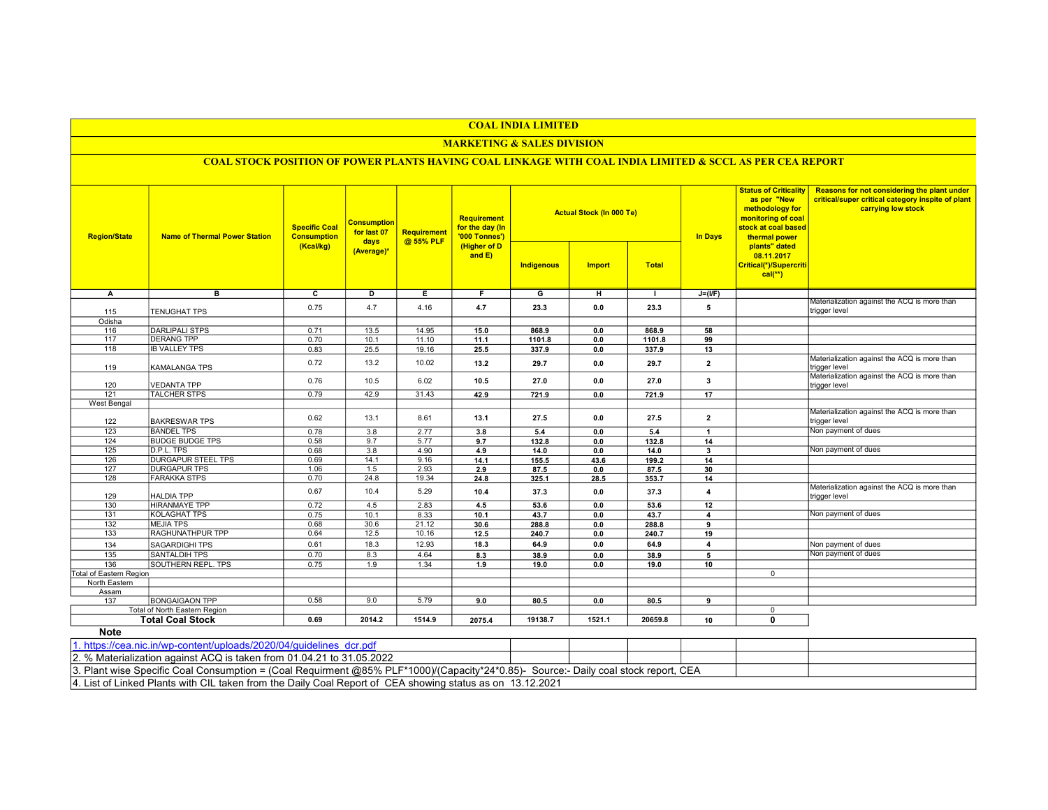# COAL INDIA LIMITED

## MARKETING & SALES DIVISION

### COAL STOCK POSITION OF POWER PLANTS HAVING COAL LINKAGE WITH COAL INDIA LIMITED & SCCL AS PER CEA REPORT

| Region/State | Name of Thermal Power Station | Specific Coal Consumption (Kcal/kg) | Consumption for last 07 days (Average)* | Requirement @ 55% PLF | Requirement for the day (In '000 Tonnes') (Higher of D and E) | Actual Stock (In 000 Te) | | | In Days | Status of Criticality as per "New methodology for monitoring of coal stock at coal based thermal power plants" dated 08.11.2017 Critical(*)/Supercritical(**) | Reasons for not considering the plant under critical/super critical category inspite of plant carrying low stock |
|---|---|---|---|---|---|---|---|---|---|---|---|
| | | | | | | Indigenous | Import | Total | | | |
| A | B | C | D | E | F | G | H | I | J=(I/F) | | |
| 115 | TENUGHAT TPS | 0.75 | 4.7 | 4.16 | 4.7 | 23.3 | 0.0 | 23.3 | 5 | | Materialization against the ACQ is more than trigger level |
| Odisha | | | | | | | | | | | |
| 116 | DARLIPALI STPS | 0.71 | 13.5 | 14.95 | 15.0 | 868.9 | 0.0 | 868.9 | 58 | | |
| 117 | DERANG TPP | 0.70 | 10.1 | 11.10 | 11.1 | 1101.8 | 0.0 | 1101.8 | 99 | | |
| 118 | IB VALLEY TPS | 0.83 | 25.5 | 19.16 | 25.5 | 337.9 | 0.0 | 337.9 | 13 | | |
| 119 | KAMALANGA TPS | 0.72 | 13.2 | 10.02 | 13.2 | 29.7 | 0.0 | 29.7 | 2 | | Materialization against the ACQ is more than trigger level |
| 120 | VEDANTA TPP | 0.76 | 10.5 | 6.02 | 10.5 | 27.0 | 0.0 | 27.0 | 3 | | Materialization against the ACQ is more than trigger level |
| 121 | TALCHER STPS | 0.79 | 42.9 | 31.43 | 42.9 | 721.9 | 0.0 | 721.9 | 17 | | |
| West Bengal | | | | | | | | | | | |
| 122 | BAKRESWAR TPS | 0.62 | 13.1 | 8.61 | 13.1 | 27.5 | 0.0 | 27.5 | 2 | | Materialization against the ACQ is more than trigger level |
| 123 | BANDEL TPS | 0.78 | 3.8 | 2.77 | 3.8 | 5.4 | 0.0 | 5.4 | 1 | | Non payment of dues |
| 124 | BUDGE BUDGE TPS | 0.58 | 9.7 | 5.77 | 9.7 | 132.8 | 0.0 | 132.8 | 14 | | |
| 125 | D.P.L. TPS | 0.68 | 3.8 | 4.90 | 4.9 | 14.0 | 0.0 | 14.0 | 3 | | Non payment of dues |
| 126 | DURGAPUR STEEL TPS | 0.69 | 14.1 | 9.16 | 14.1 | 155.5 | 43.6 | 199.2 | 14 | | |
| 127 | DURGAPUR TPS | 1.06 | 1.5 | 2.93 | 2.9 | 87.5 | 0.0 | 87.5 | 30 | | |
| 128 | FARAKKA STPS | 0.70 | 24.8 | 19.34 | 24.8 | 325.1 | 28.5 | 353.7 | 14 | | |
| 129 | HALDIA TPP | 0.67 | 10.4 | 5.29 | 10.4 | 37.3 | 0.0 | 37.3 | 4 | | Materialization against the ACQ is more than trigger level |
| 130 | HIRANMAYE TPP | 0.72 | 4.5 | 2.83 | 4.5 | 53.6 | 0.0 | 53.6 | 12 | | |
| 131 | KOLAGHAT TPS | 0.75 | 10.1 | 8.33 | 10.1 | 43.7 | 0.0 | 43.7 | 4 | | Non payment of dues |
| 132 | MEJIA TPS | 0.68 | 30.6 | 21.12 | 30.6 | 288.8 | 0.0 | 288.8 | 9 | | |
| 133 | RAGHUNATHPUR TPP | 0.64 | 12.5 | 10.16 | 12.5 | 240.7 | 0.0 | 240.7 | 19 | | |
| 134 | SAGARDIGHI TPS | 0.61 | 18.3 | 12.93 | 18.3 | 64.9 | 0.0 | 64.9 | 4 | | Non payment of dues |
| 135 | SANTALDIH TPS | 0.70 | 8.3 | 4.64 | 8.3 | 38.9 | 0.0 | 38.9 | 5 | | Non payment of dues |
| 136 | SOUTHERN REPL. TPS | 0.75 | 1.9 | 1.34 | 1.9 | 19.0 | 0.0 | 19.0 | 10 | | |
| Total of Eastern Region | | | | | | | | | | 0 | |
| North Eastern | | | | | | | | | | | |
| Assam | | | | | | | | | | | |
| 137 | BONGAIGAON TPP | 0.58 | 9.0 | 5.79 | 9.0 | 80.5 | 0.0 | 80.5 | 9 | | |
| Total of North Eastern Region | | | | | | | | | | 0 | |
| **Total Coal Stock** | | **0.69** | **2014.2** | **1514.9** | **2075.4** | **19138.7** | **1521.1** | **20659.8** | **10** | **0** | |

**Note**

1. https://cea.nic.in/wp-content/uploads/2020/04/guidelines_dcr.pdf
2. % Materialization against ACQ is taken from 01.04.21 to 31.05.2022
3. Plant wise Specific Coal Consumption = (Coal Requirment @85% PLF*1000)/(Capacity*24*0.85)- Source:- Daily coal stock report, CEA
4. List of Linked Plants with CIL taken from the Daily Coal Report of CEA showing status as on 13.12.2021